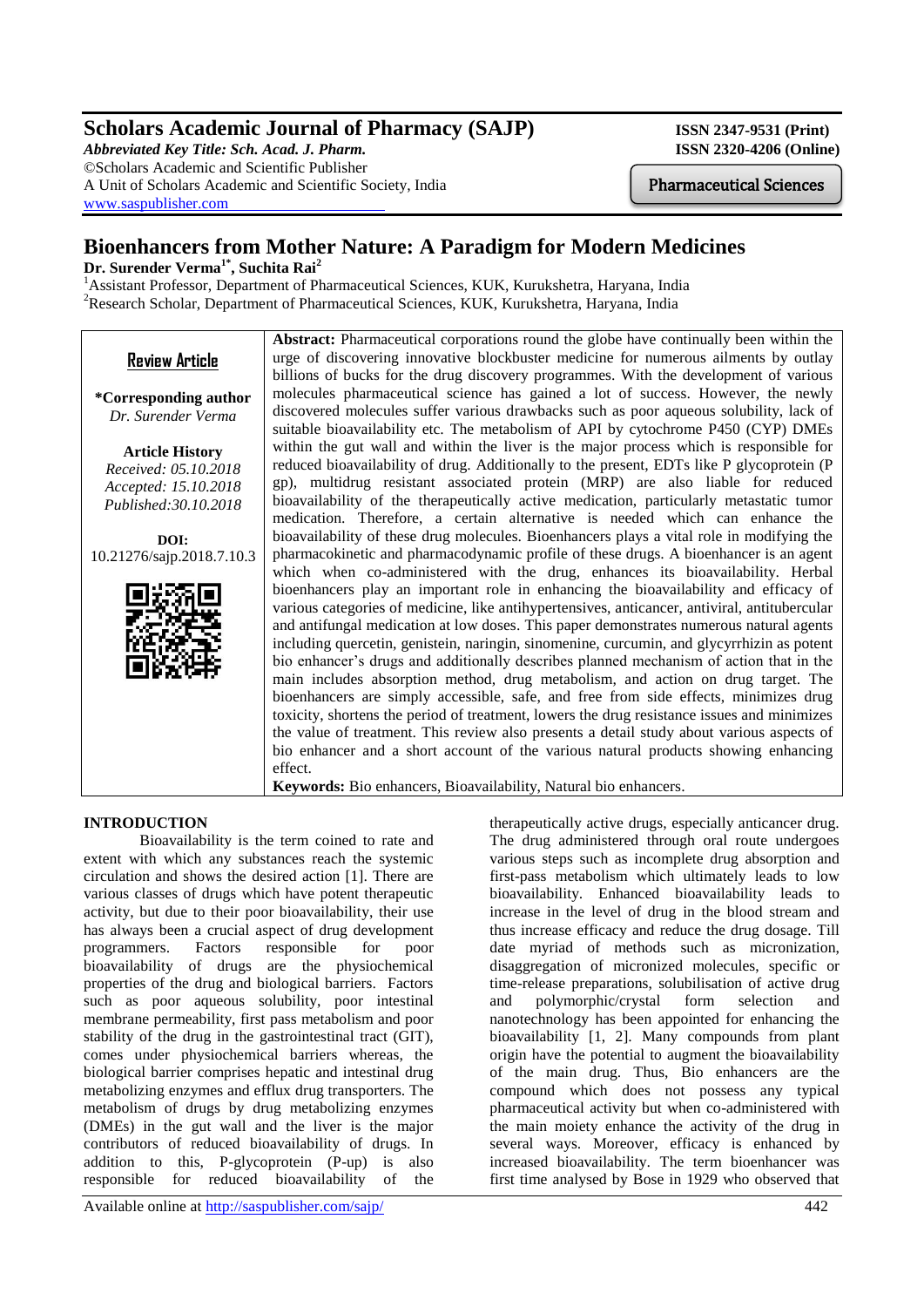# Scholars Academic Journal of Pharmacy (SAJP)

*Abbreviated Key Title: Sch. Acad. J. Pharm.*
©Scholars Academic and Scientific Publisher
A Unit of Scholars Academic and Scientific Society, India
www.saspublisher.com

ISSN 2347-9531 (Print)
ISSN 2320-4206 (Online)

Pharmaceutical Sciences

# Bioenhancers from Mother Nature: A Paradigm for Modern Medicines

**Dr. Surender Verma[1*], Suchita Rai[2]**

[1]Assistant Professor, Department of Pharmaceutical Sciences, KUK, Kurukshetra, Haryana, India
[2]Research Scholar, Department of Pharmaceutical Sciences, KUK, Kurukshetra, Haryana, India

**Review Article**

**\*Corresponding author**
*Dr. Surender Verma*

**Article History**
*Received: 05.10.2018*
*Accepted: 15.10.2018*
*Published:30.10.2018*

**DOI:**
10.21276/sajp.2018.7.10.3

**Abstract:** Pharmaceutical corporations round the globe have continually been within the urge of discovering innovative blockbuster medicine for numerous ailments by outlay billions of bucks for the drug discovery programmes. With the development of various molecules pharmaceutical science has gained a lot of success. However, the newly discovered molecules suffer various drawbacks such as poor aqueous solubility, lack of suitable bioavailability etc. The metabolism of API by cytochrome P450 (CYP) DMEs within the gut wall and within the liver is the major process which is responsible for reduced bioavailability of drug. Additionally to the present, EDTs like P glycoprotein (P gp), multidrug resistant associated protein (MRP) are also liable for reduced bioavailability of the therapeutically active medication, particularly metastatic tumor medication. Therefore, a certain alternative is needed which can enhance the bioavailability of these drug molecules. Bioenhancers plays a vital role in modifying the pharmacokinetic and pharmacodynamic profile of these drugs. A bioenhancer is an agent which when co-administered with the drug, enhances its bioavailability. Herbal bioenhancers play an important role in enhancing the bioavailability and efficacy of various categories of medicine, like antihypertensives, anticancer, antiviral, antitubercular and antifungal medication at low doses. This paper demonstrates numerous natural agents including quercetin, genistein, naringin, sinomenine, curcumin, and glycyrrhizin as potent bio enhancer's drugs and additionally describes planned mechanism of action that in the main includes absorption method, drug metabolism, and action on drug target. The bioenhancers are simply accessible, safe, and free from side effects, minimizes drug toxicity, shortens the period of treatment, lowers the drug resistance issues and minimizes the value of treatment. This review also presents a detail study about various aspects of bio enhancer and a short account of the various natural products showing enhancing effect.

**Keywords:** Bio enhancers, Bioavailability, Natural bio enhancers.

## INTRODUCTION

Bioavailability is the term coined to rate and extent with which any substances reach the systemic circulation and shows the desired action [1]. There are various classes of drugs which have potent therapeutic activity, but due to their poor bioavailability, their use has always been a crucial aspect of drug development programmers. Factors responsible for poor bioavailability of drugs are the physiochemical properties of the drug and biological barriers. Factors such as poor aqueous solubility, poor intestinal membrane permeability, first pass metabolism and poor stability of the drug in the gastrointestinal tract (GIT), comes under physiochemical barriers whereas, the biological barrier comprises hepatic and intestinal drug metabolizing enzymes and efflux drug transporters. The metabolism of drugs by drug metabolizing enzymes (DMEs) in the gut wall and the liver is the major contributors of reduced bioavailability of drugs. In addition to this, P-glycoprotein (P-up) is also responsible for reduced bioavailability of the therapeutically active drugs, especially anticancer drug. The drug administered through oral route undergoes various steps such as incomplete drug absorption and first-pass metabolism which ultimately leads to low bioavailability. Enhanced bioavailability leads to increase in the level of drug in the blood stream and thus increase efficacy and reduce the drug dosage. Till date myriad of methods such as micronization, disaggregation of micronized molecules, specific or time-release preparations, solubilisation of active drug and polymorphic/crystal form selection and nanotechnology has been appointed for enhancing the bioavailability [1, 2]. Many compounds from plant origin have the potential to augment the bioavailability of the main drug. Thus, Bio enhancers are the compound which does not possess any typical pharmaceutical activity but when co-administered with the main moiety enhance the activity of the drug in several ways. Moreover, efficacy is enhanced by increased bioavailability. The term bioenhancer was first time analysed by Bose in 1929 who observed that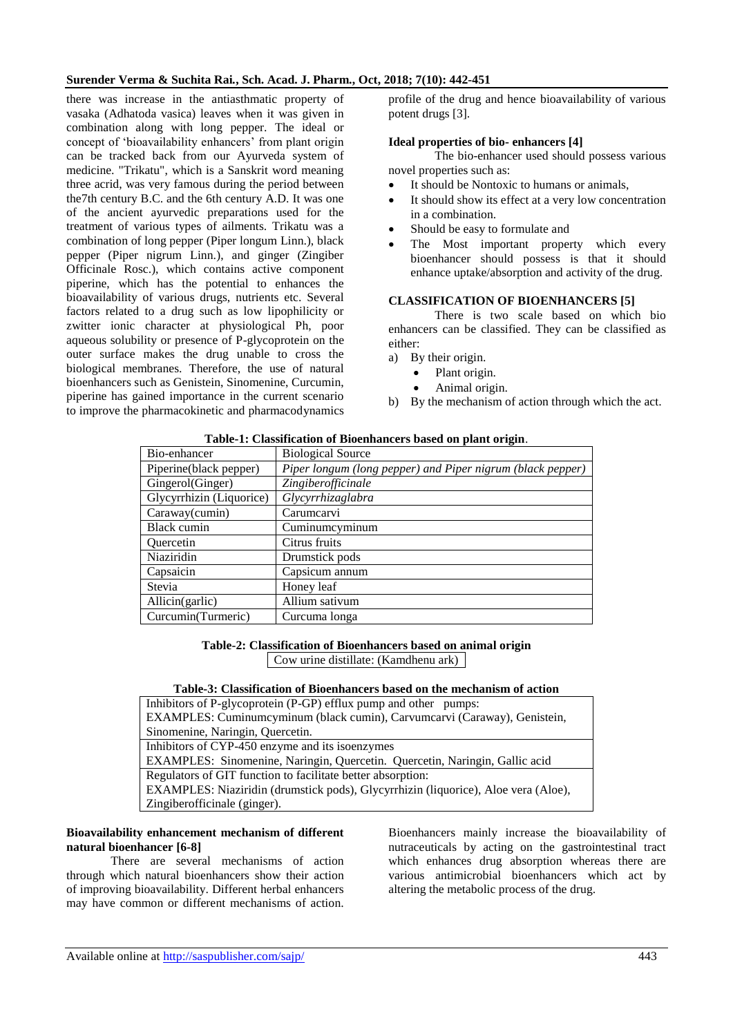there was increase in the antiasthmatic property of vasaka (Adhatoda vasica) leaves when it was given in combination along with long pepper. The ideal or concept of 'bioavailability enhancers' from plant origin can be tracked back from our Ayurveda system of medicine. "Trikatu", which is a Sanskrit word meaning three acrid, was very famous during the period between the7th century B.C. and the 6th century A.D. It was one of the ancient ayurvedic preparations used for the treatment of various types of ailments. Trikatu was a combination of long pepper (Piper longum Linn.), black pepper (Piper nigrum Linn.), and ginger (Zingiber Officinale Rosc.), which contains active component piperine, which has the potential to enhances the bioavailability of various drugs, nutrients etc. Several factors related to a drug such as low lipophilicity or zwitter ionic character at physiological Ph, poor aqueous solubility or presence of P-glycoprotein on the outer surface makes the drug unable to cross the biological membranes. Therefore, the use of natural bioenhancers such as Genistein, Sinomenine, Curcumin, piperine has gained importance in the current scenario to improve the pharmacokinetic and pharmacodynamics profile of the drug and hence bioavailability of various potent drugs [3].

**Ideal properties of bio- enhancers [4]**

The bio-enhancer used should possess various novel properties such as:

- It should be Nontoxic to humans or animals,
- It should show its effect at a very low concentration in a combination.
- Should be easy to formulate and
- The Most important property which every bioenhancer should possess is that it should enhance uptake/absorption and activity of the drug.

**CLASSIFICATION OF BIOENHANCERS [5]**

There is two scale based on which bio enhancers can be classified. They can be classified as either:

a) By their origin.
   - Plant origin.
   - Animal origin.
b) By the mechanism of action through which the act.

**Table-1: Classification of Bioenhancers based on plant origin**.

| Bio-enhancer | Biological Source |
|---|---|
| Piperine(black pepper) | *Piper longum (long pepper) and Piper nigrum (black pepper)* |
| Gingerol(Ginger) | *Zingiberofficinale* |
| Glycyrrhizin (Liquorice) | *Glycyrrhizaglabra* |
| Caraway(cumin) | Carumcarvi |
| Black cumin | Cuminumcyminum |
| Quercetin | Citrus fruits |
| Niaziridin | Drumstick pods |
| Capsaicin | Capsicum annum |
| Stevia | Honey leaf |
| Allicin(garlic) | Allium sativum |
| Curcumin(Turmeric) | Curcuma longa |

**Table-2: Classification of Bioenhancers based on animal origin**

| Cow urine distillate: (Kamdhenu ark) |
|---|

**Table-3: Classification of Bioenhancers based on the mechanism of action**

| Inhibitors of P-glycoprotein (P-GP) efflux pump and other pumps: EXAMPLES: Cuminumcyminum (black cumin), Carvumcarvi (Caraway), Genistein, Sinomenine, Naringin, Quercetin. |
|---|
| Inhibitors of CYP-450 enzyme and its isoenzymes EXAMPLES: Sinomenine, Naringin, Quercetin. Quercetin, Naringin, Gallic acid |
| Regulators of GIT function to facilitate better absorption: EXAMPLES: Niaziridin (drumstick pods), Glycyrrhizin (liquorice), Aloe vera (Aloe), Zingiberofficinale (ginger). |

**Bioavailability enhancement mechanism of different natural bioenhancer [6-8]**

There are several mechanisms of action through which natural bioenhancers show their action of improving bioavailability. Different herbal enhancers may have common or different mechanisms of action. Bioenhancers mainly increase the bioavailability of nutraceuticals by acting on the gastrointestinal tract which enhances drug absorption whereas there are various antimicrobial bioenhancers which act by altering the metabolic process of the drug.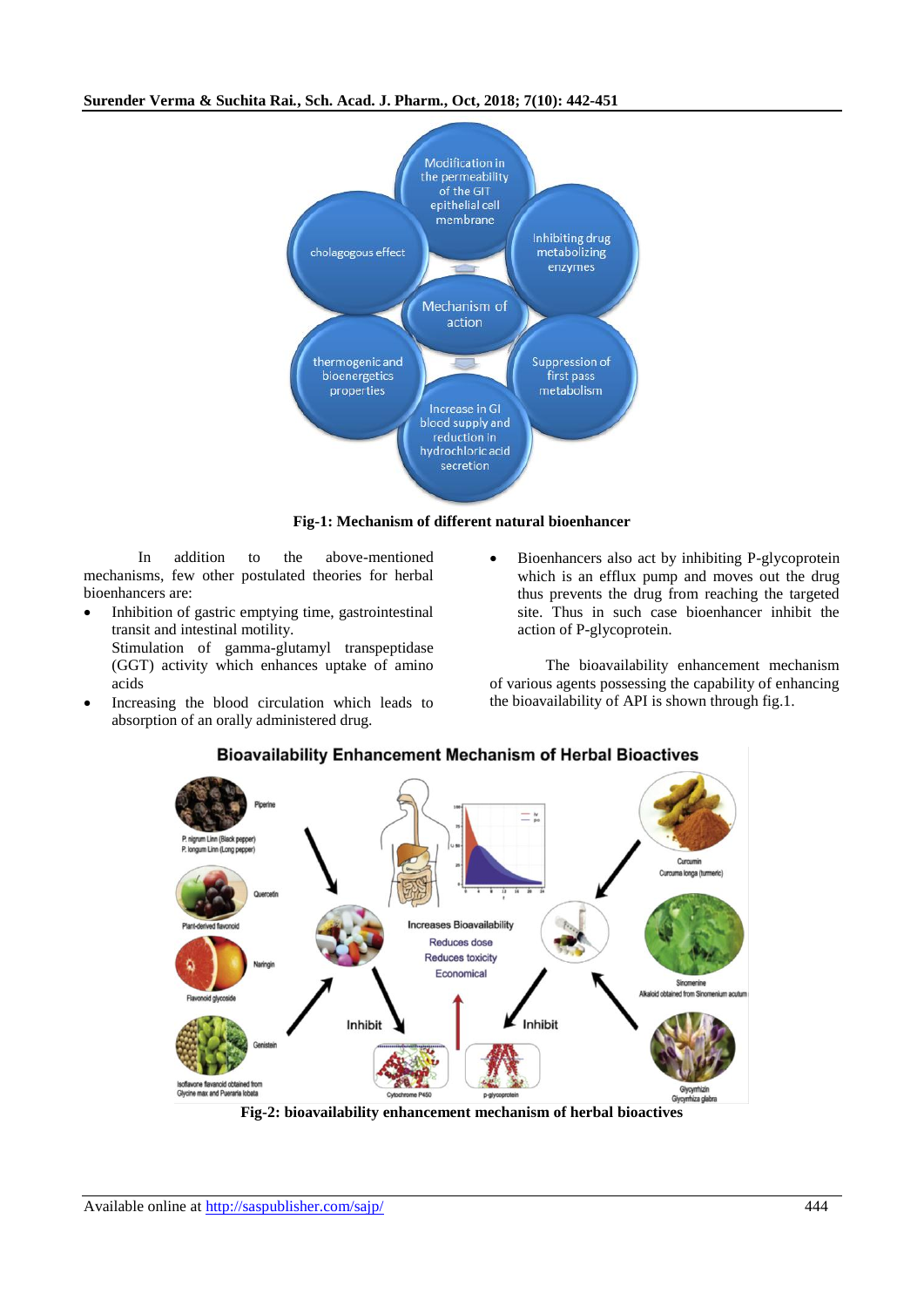**Fig-1: Mechanism of different natural bioenhancer**

In addition to the above-mentioned mechanisms, few other postulated theories for herbal bioenhancers are:

- Inhibition of gastric emptying time, gastrointestinal transit and intestinal motility.
  Stimulation of gamma-glutamyl transpeptidase (GGT) activity which enhances uptake of amino acids
- Increasing the blood circulation which leads to absorption of an orally administered drug.
- Bioenhancers also act by inhibiting P-glycoprotein which is an efflux pump and moves out the drug thus prevents the drug from reaching the targeted site. Thus in such case bioenhancer inhibit the action of P-glycoprotein.

The bioavailability enhancement mechanism of various agents possessing the capability of enhancing the bioavailability of API is shown through fig.1.

**Fig-2: bioavailability enhancement mechanism of herbal bioactives**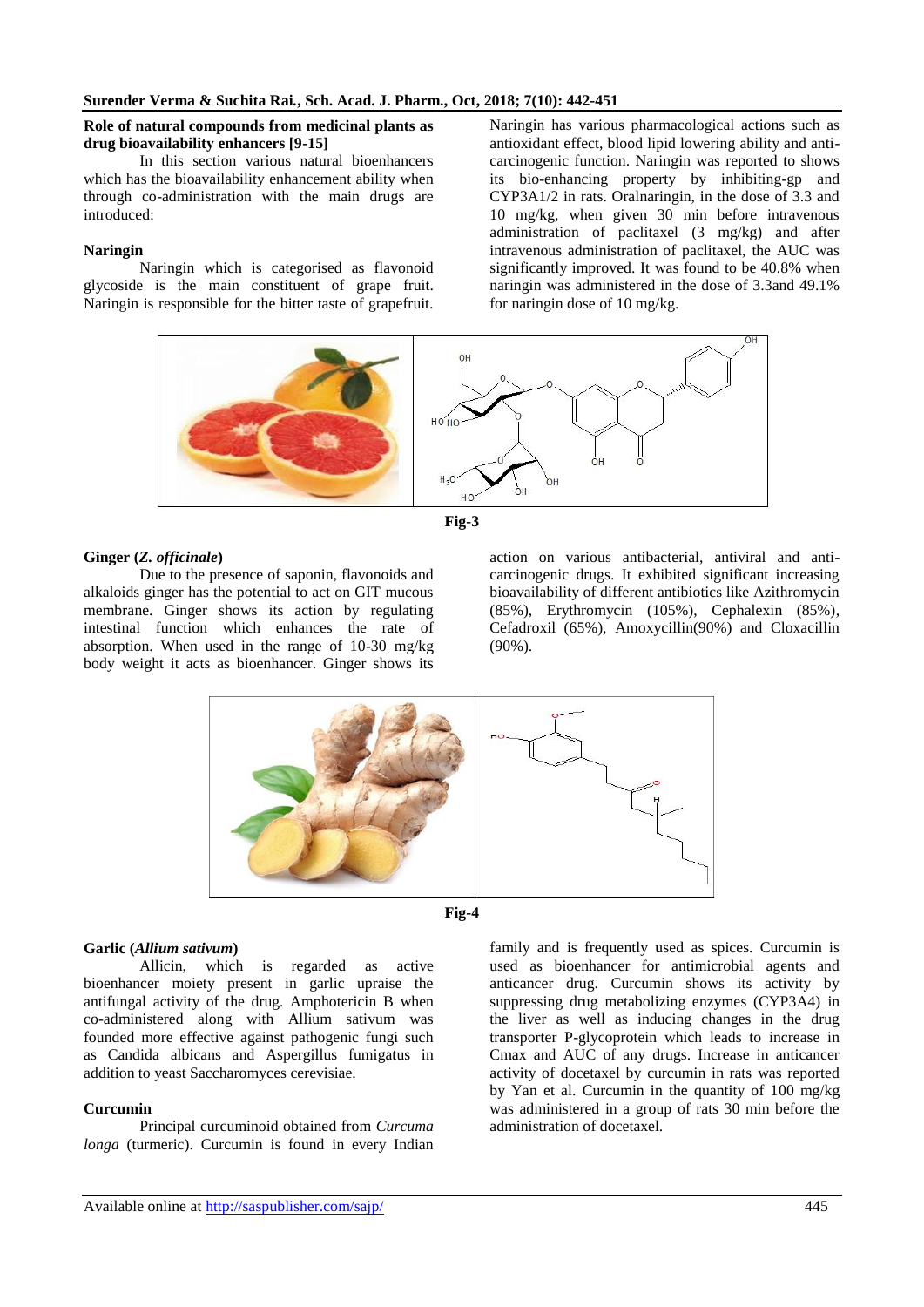**Role of natural compounds from medicinal plants as drug bioavailability enhancers [9-15]**

In this section various natural bioenhancers which has the bioavailability enhancement ability when through co-administration with the main drugs are introduced:

**Naringin**

Naringin which is categorised as flavonoid glycoside is the main constituent of grape fruit. Naringin is responsible for the bitter taste of grapefruit. Naringin has various pharmacological actions such as antioxidant effect, blood lipid lowering ability and anti-carcinogenic function. Naringin was reported to shows its bio-enhancing property by inhibiting-gp and CYP3A1/2 in rats. Oralnaringin, in the dose of 3.3 and 10 mg/kg, when given 30 min before intravenous administration of paclitaxel (3 mg/kg) and after intravenous administration of paclitaxel, the AUC was significantly improved. It was found to be 40.8% when naringin was administered in the dose of 3.3and 49.1% for naringin dose of 10 mg/kg.

Fig-3

**Ginger (*Z. officinale*)**

Due to the presence of saponin, flavonoids and alkaloids ginger has the potential to act on GIT mucous membrane. Ginger shows its action by regulating intestinal function which enhances the rate of absorption. When used in the range of 10-30 mg/kg body weight it acts as bioenhancer. Ginger shows its action on various antibacterial, antiviral and anti-carcinogenic drugs. It exhibited significant increasing bioavailability of different antibiotics like Azithromycin (85%), Erythromycin (105%), Cephalexin (85%), Cefadroxil (65%), Amoxycillin(90%) and Cloxacillin (90%).

Fig-4

**Garlic (*Allium sativum*)**

Allicin, which is regarded as active bioenhancer moiety present in garlic upraise the antifungal activity of the drug. Amphotericin B when co-administered along with Allium sativum was founded more effective against pathogenic fungi such as Candida albicans and Aspergillus fumigatus in addition to yeast Saccharomyces cerevisiae.

**Curcumin**

Principal curcuminoid obtained from *Curcuma longa* (turmeric). Curcumin is found in every Indian family and is frequently used as spices. Curcumin is used as bioenhancer for antimicrobial agents and anticancer drug. Curcumin shows its activity by suppressing drug metabolizing enzymes (CYP3A4) in the liver as well as inducing changes in the drug transporter P-glycoprotein which leads to increase in Cmax and AUC of any drugs. Increase in anticancer activity of docetaxel by curcumin in rats was reported by Yan et al. Curcumin in the quantity of 100 mg/kg was administered in a group of rats 30 min before the administration of docetaxel.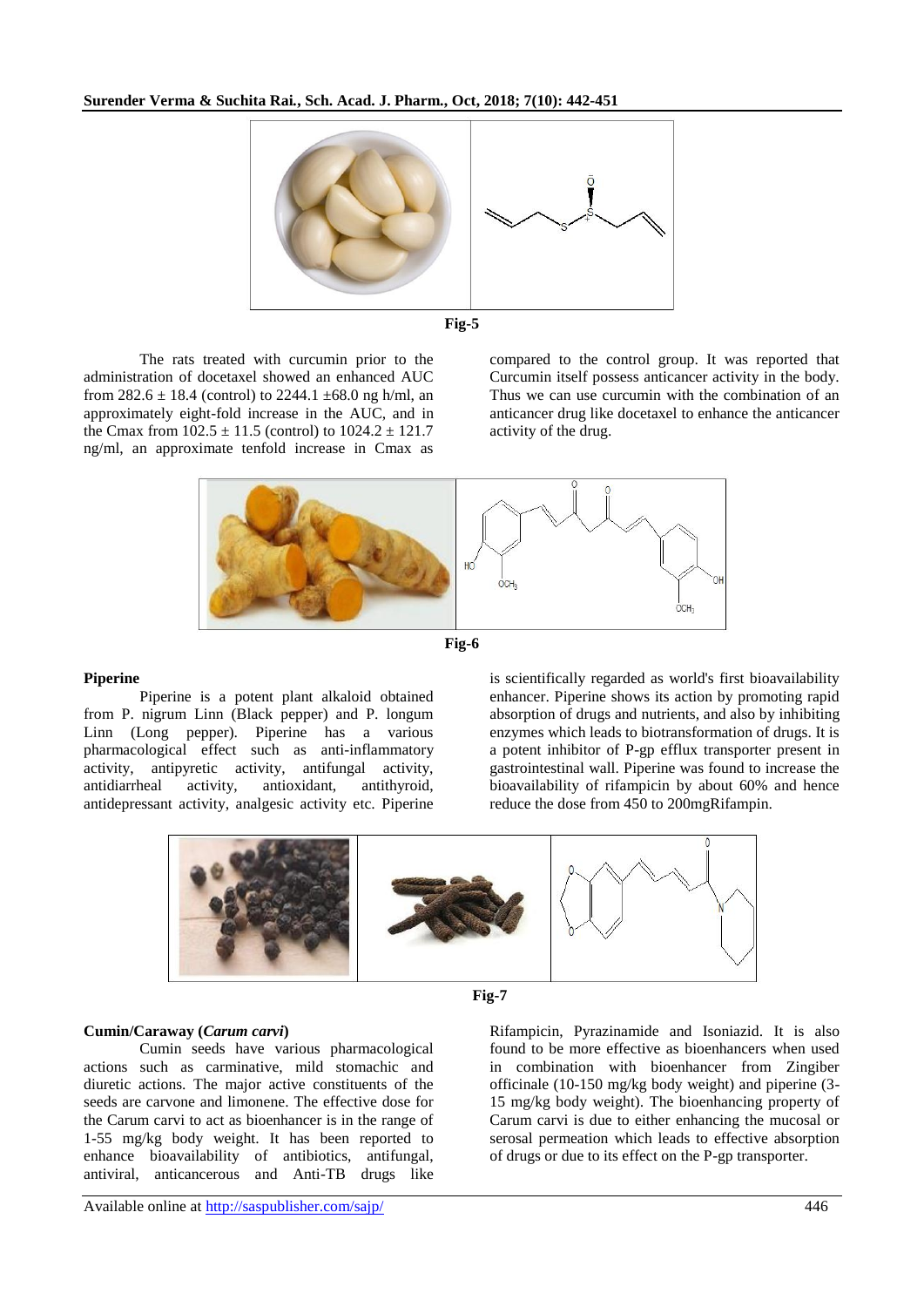Fig-5

The rats treated with curcumin prior to the administration of docetaxel showed an enhanced AUC from 282.6 ± 18.4 (control) to 2244.1 ±68.0 ng h/ml, an approximately eight-fold increase in the AUC, and in the Cmax from 102.5 ± 11.5 (control) to 1024.2 ± 121.7 ng/ml, an approximate tenfold increase in Cmax as compared to the control group. It was reported that Curcumin itself possess anticancer activity in the body. Thus we can use curcumin with the combination of an anticancer drug like docetaxel to enhance the anticancer activity of the drug.

Fig-6

**Piperine**

Piperine is a potent plant alkaloid obtained from P. nigrum Linn (Black pepper) and P. longum Linn (Long pepper). Piperine has a various pharmacological effect such as anti-inflammatory activity, antipyretic activity, antifungal activity, antidiarrheal activity, antioxidant, antithyroid, antidepressant activity, analgesic activity etc. Piperine is scientifically regarded as world's first bioavailability enhancer. Piperine shows its action by promoting rapid absorption of drugs and nutrients, and also by inhibiting enzymes which leads to biotransformation of drugs. It is a potent inhibitor of P-gp efflux transporter present in gastrointestinal wall. Piperine was found to increase the bioavailability of rifampicin by about 60% and hence reduce the dose from 450 to 200mgRifampin.

Fig-7

**Cumin/Caraway (*Carum carvi*)**

Cumin seeds have various pharmacological actions such as carminative, mild stomachic and diuretic actions. The major active constituents of the seeds are carvone and limonene. The effective dose for the Carum carvi to act as bioenhancer is in the range of 1-55 mg/kg body weight. It has been reported to enhance bioavailability of antibiotics, antifungal, antiviral, anticancerous and Anti-TB drugs like Rifampicin, Pyrazinamide and Isoniazid. It is also found to be more effective as bioenhancers when used in combination with bioenhancer from Zingiber officinale (10-150 mg/kg body weight) and piperine (3-15 mg/kg body weight). The bioenhancing property of Carum carvi is due to either enhancing the mucosal or serosal permeation which leads to effective absorption of drugs or due to its effect on the P-gp transporter.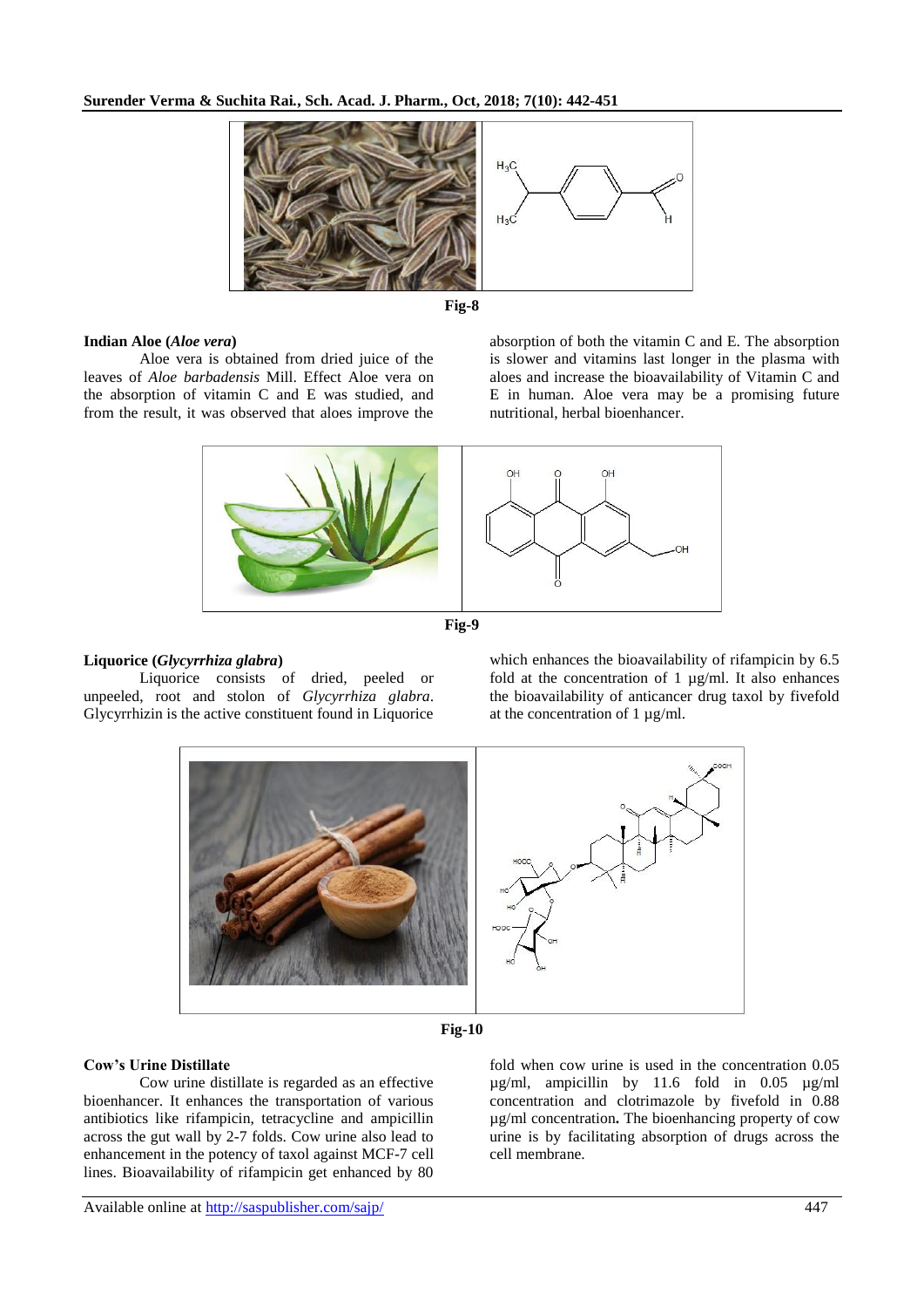Fig-8

### Indian Aloe (*Aloe vera*)

Aloe vera is obtained from dried juice of the leaves of *Aloe barbadensis* Mill. Effect Aloe vera on the absorption of vitamin C and E was studied, and from the result, it was observed that aloes improve the absorption of both the vitamin C and E. The absorption is slower and vitamins last longer in the plasma with aloes and increase the bioavailability of Vitamin C and E in human. Aloe vera may be a promising future nutritional, herbal bioenhancer.

Fig-9

### Liquorice (*Glycyrrhiza glabra*)

Liquorice consists of dried, peeled or unpeeled, root and stolon of *Glycyrrhiza glabra*. Glycyrrhizin is the active constituent found in Liquorice which enhances the bioavailability of rifampicin by 6.5 fold at the concentration of 1 µg/ml. It also enhances the bioavailability of anticancer drug taxol by fivefold at the concentration of 1 µg/ml.

Fig-10

### Cow's Urine Distillate

Cow urine distillate is regarded as an effective bioenhancer. It enhances the transportation of various antibiotics like rifampicin, tetracycline and ampicillin across the gut wall by 2-7 folds. Cow urine also lead to enhancement in the potency of taxol against MCF-7 cell lines. Bioavailability of rifampicin get enhanced by 80 fold when cow urine is used in the concentration 0.05 µg/ml, ampicillin by 11.6 fold in 0.05 µg/ml concentration and clotrimazole by fivefold in 0.88 µg/ml concentration**.** The bioenhancing property of cow urine is by facilitating absorption of drugs across the cell membrane.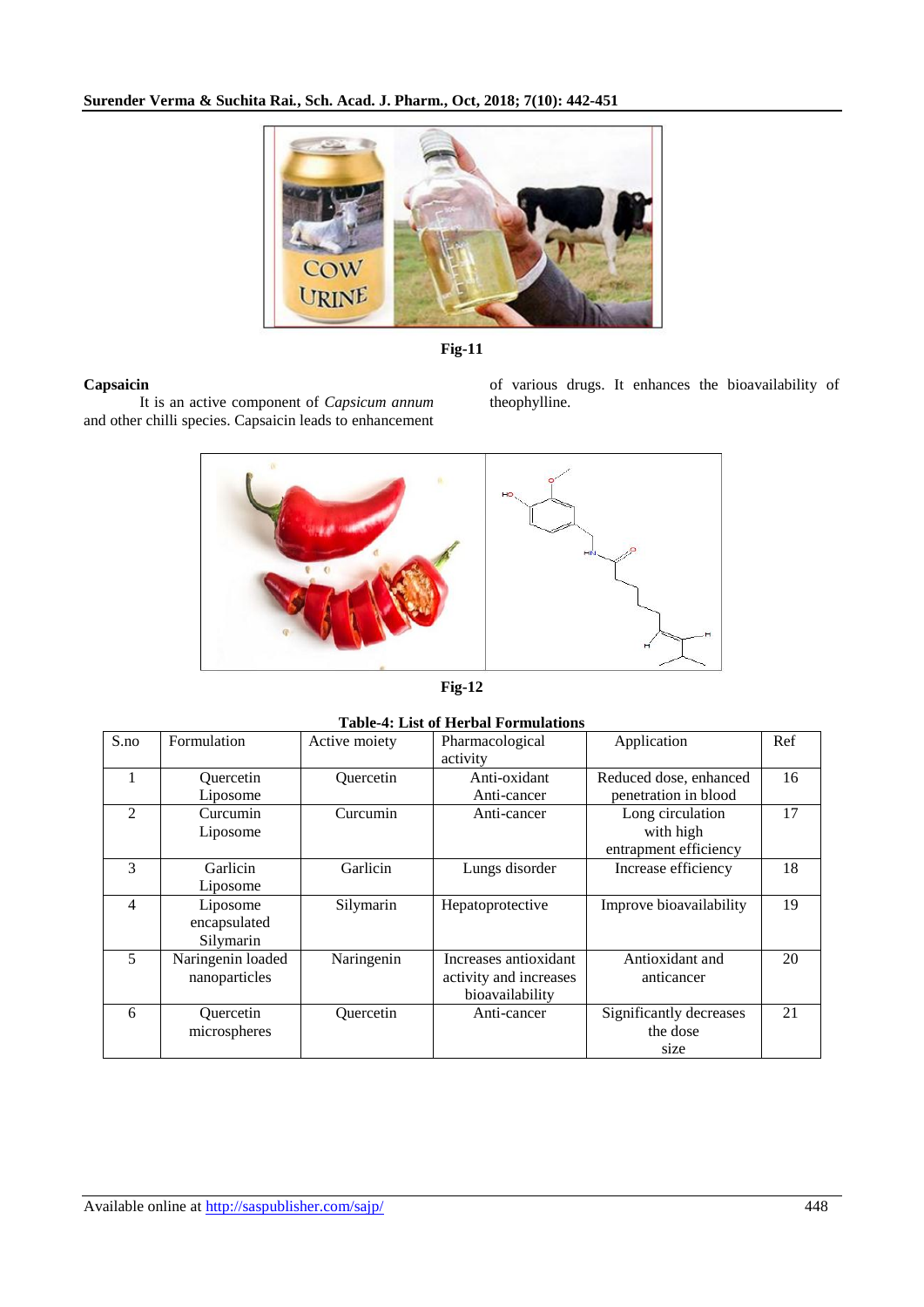Fig-11

### Capsaicin

It is an active component of *Capsicum annum* and other chilli species. Capsaicin leads to enhancement of various drugs. It enhances the bioavailability of theophylline.

Fig-12

**Table-4: List of Herbal Formulations**

| S.no | Formulation | Active moiety | Pharmacological activity | Application | Ref |
|---|---|---|---|---|---|
| 1 | Quercetin Liposome | Quercetin | Anti-oxidant Anti-cancer | Reduced dose, enhanced penetration in blood | 16 |
| 2 | Curcumin Liposome | Curcumin | Anti-cancer | Long circulation with high entrapment efficiency | 17 |
| 3 | Garlicin Liposome | Garlicin | Lungs disorder | Increase efficiency | 18 |
| 4 | Liposome encapsulated Silymarin | Silymarin | Hepatoprotective | Improve bioavailability | 19 |
| 5 | Naringenin loaded nanoparticles | Naringenin | Increases antioxidant activity and increases bioavailability | Antioxidant and anticancer | 20 |
| 6 | Quercetin microspheres | Quercetin | Anti-cancer | Significantly decreases the dose size | 21 |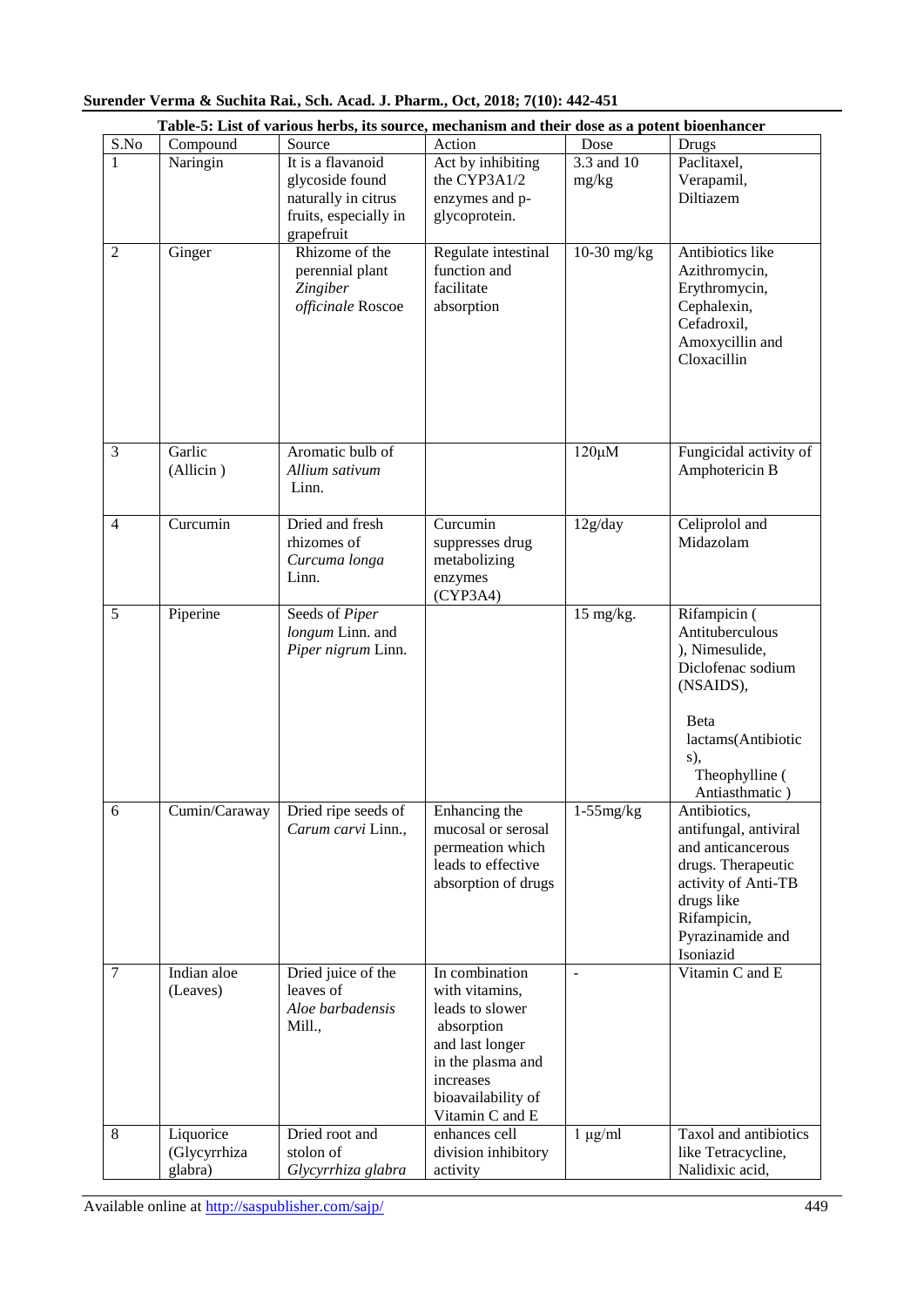**Table-5: List of various herbs, its source, mechanism and their dose as a potent bioenhancer**

| S.No | Compound | Source | Action | Dose | Drugs |
|---|---|---|---|---|---|
| 1 | Naringin | It is a flavanoid glycoside found naturally in citrus fruits, especially in grapefruit | Act by inhibiting the CYP3A1/2 enzymes and p-glycoprotein. | 3.3 and 10 mg/kg | Paclitaxel, Verapamil, Diltiazem |
| 2 | Ginger | Rhizome of the perennial plant *Zingiber officinale* Roscoe | Regulate intestinal function and facilitate absorption | 10-30 mg/kg | Antibiotics like Azithromycin, Erythromycin, Cephalexin, Cefadroxil, Amoxycillin and Cloxacillin |
| 3 | Garlic (Allicin ) | Aromatic bulb of *Allium sativum* Linn. | | 120μM | Fungicidal activity of Amphotericin B |
| 4 | Curcumin | Dried and fresh rhizomes of *Curcuma longa* Linn. | Curcumin suppresses drug metabolizing enzymes (CYP3A4) | 12g/day | Celiprolol and Midazolam |
| 5 | Piperine | Seeds of *Piper longum* Linn. and *Piper nigrum* Linn. | | 15 mg/kg. | Rifampicin ( Antituberculous ), Nimesulide, Diclofenac sodium (NSAIDS), Beta lactams(Antibiotics), Theophylline ( Antiasthmatic ) |
| 6 | Cumin/Caraway | Dried ripe seeds of *Carum carvi* Linn., | Enhancing the mucosal or serosal permeation which leads to effective absorption of drugs | 1-55mg/kg | Antibiotics, antifungal, antiviral and anticancerous drugs. Therapeutic activity of Anti-TB drugs like Rifampicin, Pyrazinamide and Isoniazid |
| 7 | Indian aloe (Leaves) | Dried juice of the leaves of *Aloe barbadensis* Mill., | In combination with vitamins, leads to slower absorption and last longer in the plasma and increases bioavailability of Vitamin C and E | - | Vitamin C and E |
| 8 | Liquorice (Glycyrrhiza glabra) | Dried root and stolon of *Glycyrrhiza glabra* | enhances cell division inhibitory activity | 1 μg/ml | Taxol and antibiotics like Tetracycline, Nalidixic acid, |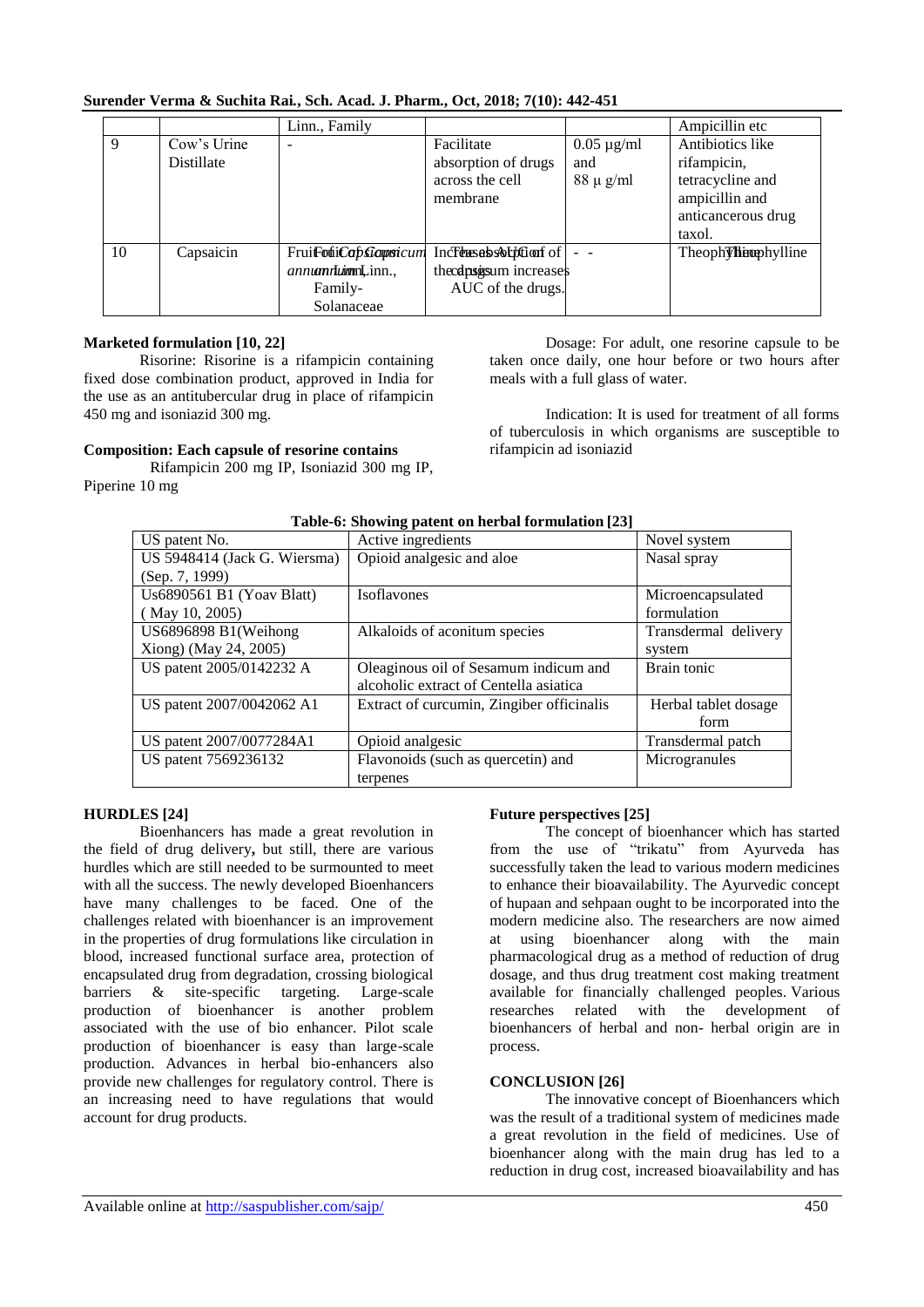|  |  | Linn., Family |  |  | Ampicillin etc |
|---|---|---|---|---|---|
| 9 | Cow's Urine Distillate | - | Facilitate absorption of drugs across the cell membrane | 0.05 µg/ml and 88 µ g/ml | Antibiotics like rifampicin, tetracycline and ampicillin and anticancerous drug taxol. |
| 10 | Capsaicin | Fruit of *Capsicum annum* Linn., Family- Solanaceae | Increases absorption of the drugs and increases AUC of the drugs. | - - | Theophylline |

**Marketed formulation [10, 22]**

Risorine: Risorine is a rifampicin containing fixed dose combination product, approved in India for the use as an antitubercular drug in place of rifampicin 450 mg and isoniazid 300 mg.

**Composition: Each capsule of resorine contains**

Rifampicin 200 mg IP, Isoniazid 300 mg IP, Piperine 10 mg

Dosage: For adult, one resorine capsule to be taken once daily, one hour before or two hours after meals with a full glass of water.

Indication: It is used for treatment of all forms of tuberculosis in which organisms are susceptible to rifampicin ad isoniazid

**Table-6: Showing patent on herbal formulation [23]**

| US patent No. | Active ingredients | Novel system |
|---|---|---|
| US 5948414 (Jack G. Wiersma) (Sep. 7, 1999) | Opioid analgesic and aloe | Nasal spray |
| Us6890561 B1 (Yoav Blatt) ( May 10, 2005) | Isoflavones | Microencapsulated formulation |
| US6896898 B1(Weihong Xiong) (May 24, 2005) | Alkaloids of aconitum species | Transdermal delivery system |
| US patent 2005/0142232 A | Oleaginous oil of Sesamum indicum and alcoholic extract of Centella asiatica | Brain tonic |
| US patent 2007/0042062 A1 | Extract of curcumin, Zingiber officinalis | Herbal tablet dosage form |
| US patent 2007/0077284A1 | Opioid analgesic | Transdermal patch |
| US patent 7569236132 | Flavonoids (such as quercetin) and terpenes | Microgranules |

**HURDLES [24]**

Bioenhancers has made a great revolution in the field of drug delivery**,** but still, there are various hurdles which are still needed to be surmounted to meet with all the success. The newly developed Bioenhancers have many challenges to be faced. One of the challenges related with bioenhancer is an improvement in the properties of drug formulations like circulation in blood, increased functional surface area, protection of encapsulated drug from degradation, crossing biological barriers & site-specific targeting. Large-scale production of bioenhancer is another problem associated with the use of bio enhancer. Pilot scale production of bioenhancer is easy than large-scale production. Advances in herbal bio-enhancers also provide new challenges for regulatory control. There is an increasing need to have regulations that would account for drug products.

**Future perspectives [25]**

The concept of bioenhancer which has started from the use of "trikatu" from Ayurveda has successfully taken the lead to various modern medicines to enhance their bioavailability. The Ayurvedic concept of hupaan and sehpaan ought to be incorporated into the modern medicine also. The researchers are now aimed at using bioenhancer along with the main pharmacological drug as a method of reduction of drug dosage, and thus drug treatment cost making treatment available for financially challenged peoples. Various researches related with the development of bioenhancers of herbal and non- herbal origin are in process.

**CONCLUSION [26]**

The innovative concept of Bioenhancers which was the result of a traditional system of medicines made a great revolution in the field of medicines. Use of bioenhancer along with the main drug has led to a reduction in drug cost, increased bioavailability and has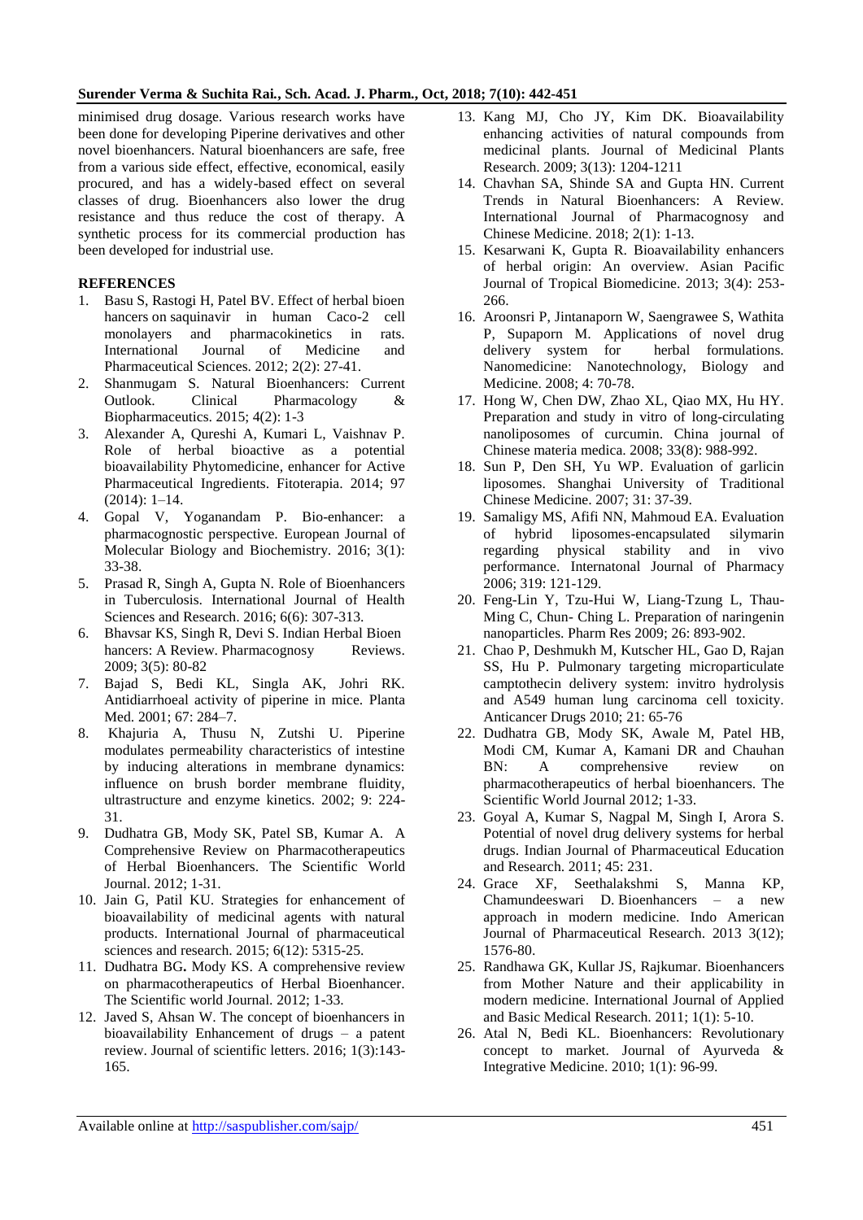minimised drug dosage. Various research works have been done for developing Piperine derivatives and other novel bioenhancers. Natural bioenhancers are safe, free from a various side effect, effective, economical, easily procured, and has a widely-based effect on several classes of drug. Bioenhancers also lower the drug resistance and thus reduce the cost of therapy. A synthetic process for its commercial production has been developed for industrial use.

## REFERENCES

1. Basu S, Rastogi H, Patel BV. Effect of herbal bioen hancers on saquinavir in human Caco-2 cell monolayers and pharmacokinetics in rats. International Journal of Medicine and Pharmaceutical Sciences. 2012; 2(2): 27-41.
2. Shanmugam S. Natural Bioenhancers: Current Outlook. Clinical Pharmacology & Biopharmaceutics. 2015; 4(2): 1-3
3. Alexander A, Qureshi A, Kumari L, Vaishnav P. Role of herbal bioactive as a potential bioavailability Phytomedicine, enhancer for Active Pharmaceutical Ingredients. Fitoterapia. 2014; 97 (2014): 1–14.
4. Gopal V, Yoganandam P. Bio-enhancer: a pharmacognostic perspective. European Journal of Molecular Biology and Biochemistry. 2016; 3(1): 33-38.
5. Prasad R, Singh A, Gupta N. Role of Bioenhancers in Tuberculosis. International Journal of Health Sciences and Research. 2016; 6(6): 307-313.
6. Bhavsar KS, Singh R, Devi S. Indian Herbal Bioen hancers: A Review. Pharmacognosy Reviews. 2009; 3(5): 80-82
7. Bajad S, Bedi KL, Singla AK, Johri RK. Antidiarrhoeal activity of piperine in mice. Planta Med. 2001; 67: 284–7.
8. Khajuria A, Thusu N, Zutshi U. Piperine modulates permeability characteristics of intestine by inducing alterations in membrane dynamics: influence on brush border membrane fluidity, ultrastructure and enzyme kinetics. 2002; 9: 224-31.
9. Dudhatra GB, Mody SK, Patel SB, Kumar A. A Comprehensive Review on Pharmacotherapeutics of Herbal Bioenhancers. The Scientific World Journal. 2012; 1-31.
10. Jain G, Patil KU. Strategies for enhancement of bioavailability of medicinal agents with natural products. International Journal of pharmaceutical sciences and research. 2015; 6(12): 5315-25.
11. Dudhatra BG**.** Mody KS. A comprehensive review on pharmacotherapeutics of Herbal Bioenhancer. The Scientific world Journal. 2012; 1-33.
12. Javed S, Ahsan W. The concept of bioenhancers in bioavailability Enhancement of drugs – a patent review. Journal of scientific letters. 2016; 1(3):143-165.
13. Kang MJ, Cho JY, Kim DK. Bioavailability enhancing activities of natural compounds from medicinal plants. Journal of Medicinal Plants Research. 2009; 3(13): 1204-1211
14. Chavhan SA, Shinde SA and Gupta HN. Current Trends in Natural Bioenhancers: A Review. International Journal of Pharmacognosy and Chinese Medicine. 2018; 2(1): 1-13.
15. Kesarwani K, Gupta R. Bioavailability enhancers of herbal origin: An overview. Asian Pacific Journal of Tropical Biomedicine. 2013; 3(4): 253-266.
16. Aroonsri P, Jintanaporn W, Saengrawee S, Wathita P, Supaporn M. Applications of novel drug delivery system for herbal formulations. Nanomedicine: Nanotechnology, Biology and Medicine. 2008; 4: 70-78.
17. Hong W, Chen DW, Zhao XL, Qiao MX, Hu HY. Preparation and study in vitro of long-circulating nanoliposomes of curcumin. China journal of Chinese materia medica. 2008; 33(8): 988-992.
18. Sun P, Den SH, Yu WP. Evaluation of garlicin liposomes. Shanghai University of Traditional Chinese Medicine. 2007; 31: 37-39.
19. Samaligy MS, Afifi NN, Mahmoud EA. Evaluation of hybrid liposomes-encapsulated silymarin regarding physical stability and in vivo performance. Internatonal Journal of Pharmacy 2006; 319: 121-129.
20. Feng-Lin Y, Tzu-Hui W, Liang-Tzung L, Thau-Ming C, Chun- Ching L. Preparation of naringenin nanoparticles. Pharm Res 2009; 26: 893-902.
21. Chao P, Deshmukh M, Kutscher HL, Gao D, Rajan SS, Hu P. Pulmonary targeting microparticulate camptothecin delivery system: invitro hydrolysis and A549 human lung carcinoma cell toxicity. Anticancer Drugs 2010; 21: 65-76
22. Dudhatra GB, Mody SK, Awale M, Patel HB, Modi CM, Kumar A, Kamani DR and Chauhan BN: A comprehensive review on pharmacotherapeutics of herbal bioenhancers. The Scientific World Journal 2012; 1-33.
23. Goyal A, Kumar S, Nagpal M, Singh I, Arora S. Potential of novel drug delivery systems for herbal drugs. Indian Journal of Pharmaceutical Education and Research. 2011; 45: 231.
24. Grace XF, Seethalakshmi S, Manna KP, Chamundeeswari D. Bioenhancers – a new approach in modern medicine. Indo American Journal of Pharmaceutical Research. 2013 3(12); 1576-80.
25. Randhawa GK, Kullar JS, Rajkumar. Bioenhancers from Mother Nature and their applicability in modern medicine. International Journal of Applied and Basic Medical Research. 2011; 1(1): 5-10.
26. Atal N, Bedi KL. Bioenhancers: Revolutionary concept to market. Journal of Ayurveda & Integrative Medicine. 2010; 1(1): 96-99.